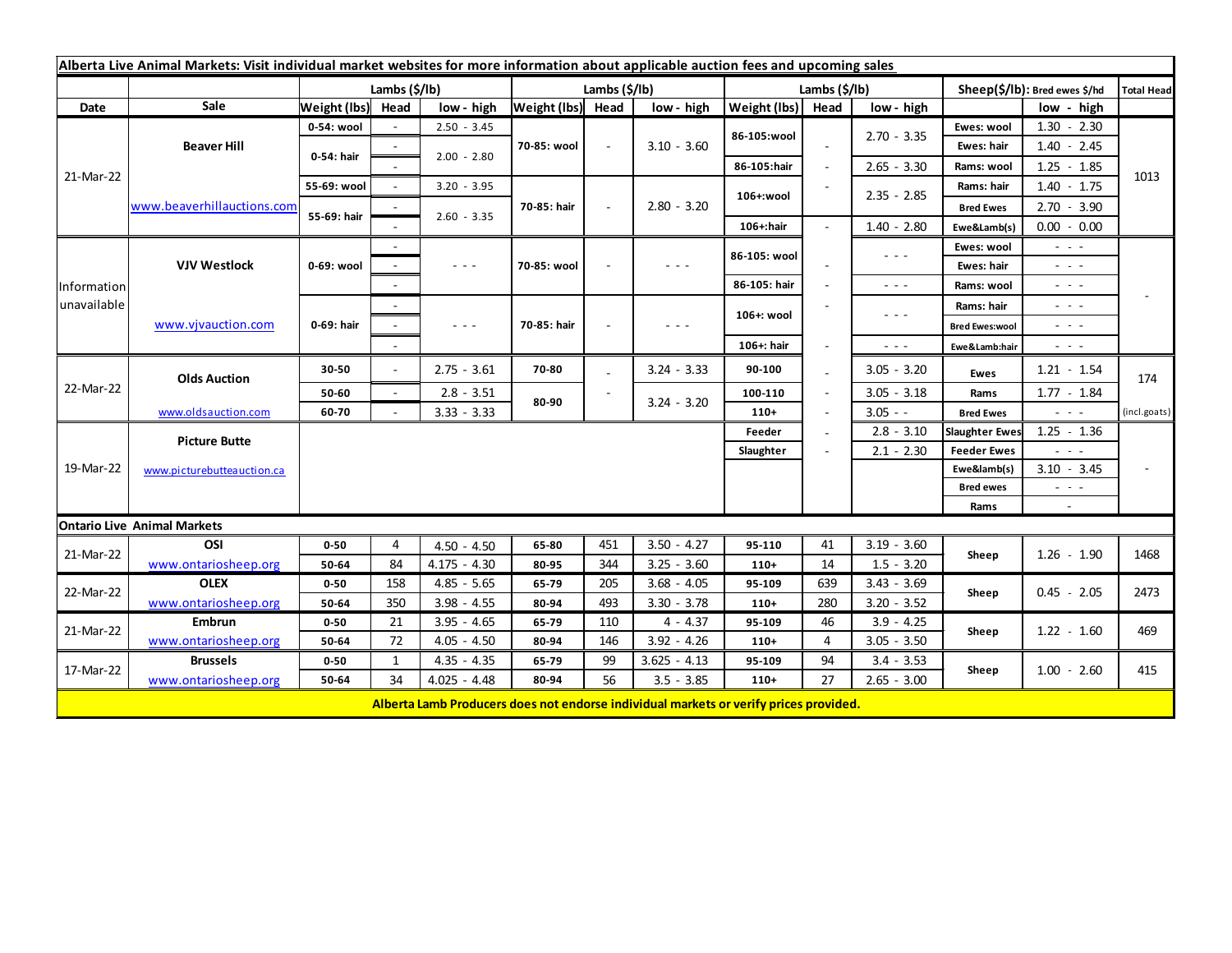| Alberta Live Animal Markets: Visit individual market websites for more information about applicable auction fees and upcoming sales | | | | | | | | | | | | | |
|---|---|---|---|---|---|---|---|---|---|---|---|---|---|
| | | Lambs ($/lb) | | | Lambs ($/lb) | | | Lambs ($/lb) | | | Sheep($/lb): Bred ewes $/hd | | Total Head |
| Date | Sale | Weight (lbs) | Head | low - high | Weight (lbs) | Head | low - high | Weight (lbs) | Head | low - high | | low - high | |
| 21-Mar-22 | Beaver Hill | 0-54: wool | - | 2.50 - 3.45 | 70-85: wool | - | 3.10 - 3.60 | 86-105:wool | - | 2.70 - 3.35 | Ewes: wool | 1.30 - 2.30 | 1013 |
| | | 0-54: hair | - | 2.00 - 2.80 | | | | | | | Ewes: hair | 1.40 - 2.45 | |
| | | | - | | | | | 86-105:hair | - | 2.65 - 3.30 | Rams: wool | 1.25 - 1.85 | |
| | | 55-69: wool | - | 3.20 - 3.95 | 70-85: hair | - | 2.80 - 3.20 | 106+:wool | - | 2.35 - 2.85 | Rams: hair | 1.40 - 1.75 | |
| | www.beaverhillauctions.com | 55-69: hair | - | 2.60 - 3.35 | | | | | | | Bred Ewes | 2.70 - 3.90 | |
| | | | - | | | | | 106+:hair | - | 1.40 - 2.80 | Ewe&Lamb(s) | 0.00 - 0.00 | |
| Information unavailable | VJV Westlock | 0-69: wool | - | - - - | 70-85: wool | - | - - - | 86-105: wool | - | - - - | Ewes: wool | - - - | - |
| | | | - | | | | | | | | Ewes: hair | - - - | |
| | | | - | | | | | 86-105: hair | - | - - - | Rams: wool | - - - | |
| | www.vjvauction.com | 0-69: hair | - | - - - | 70-85: hair | - | - - - | 106+: wool | - | - - - | Rams: hair | - - - | |
| | | | - | | | | | | | | Bred Ewes:wool | - - - | |
| | | | - | | | | | 106+: hair | - | - - - | Ewe&Lamb:hair | - - - | |
| 22-Mar-22 | Olds Auction | 30-50 | - | 2.75 - 3.61 | 70-80 | - | 3.24 - 3.33 | 90-100 | - | 3.05 - 3.20 | Ewes | 1.21 - 1.54 | 174 |
| | | 50-60 | - | 2.8 - 3.51 | 80-90 | - | 3.24 - 3.20 | 100-110 | - | 3.05 - 3.18 | Rams | 1.77 - 1.84 | |
| | www.oldsauction.com | 60-70 | - | 3.33 - 3.33 | | | | 110+ | - | 3.05 - - | Bred Ewes | - - - | (incl.goats) |
| 19-Mar-22 | Picture Butte | | | | | | | Feeder | - | 2.8 - 3.10 | Slaughter Ewes | 1.25 - 1.36 | - |
| | | | | | | | | Slaughter | - | 2.1 - 2.30 | Feeder Ewes | - - - | |
| | www.picturebutteauction.ca | | | | | | | | | | Ewe&lamb(s) | 3.10 - 3.45 | |
| | | | | | | | | | | | Bred ewes | - - - | |
| | | | | | | | | | | | Rams | - | |
| **Ontario Live Animal Markets** | | | | | | | | | | | | | |
| 21-Mar-22 | OSI | 0-50 | 4 | 4.50 - 4.50 | 65-80 | 451 | 3.50 - 4.27 | 95-110 | 41 | 3.19 - 3.60 | Sheep | 1.26 - 1.90 | 1468 |
| | www.ontariosheep.org | 50-64 | 84 | 4.175 - 4.30 | 80-95 | 344 | 3.25 - 3.60 | 110+ | 14 | 1.5 - 3.20 | | | |
| 22-Mar-22 | OLEX | 0-50 | 158 | 4.85 - 5.65 | 65-79 | 205 | 3.68 - 4.05 | 95-109 | 639 | 3.43 - 3.69 | Sheep | 0.45 - 2.05 | 2473 |
| | www.ontariosheep.org | 50-64 | 350 | 3.98 - 4.55 | 80-94 | 493 | 3.30 - 3.78 | 110+ | 280 | 3.20 - 3.52 | | | |
| 21-Mar-22 | Embrun | 0-50 | 21 | 3.95 - 4.65 | 65-79 | 110 | 4 - 4.37 | 95-109 | 46 | 3.9 - 4.25 | Sheep | 1.22 - 1.60 | 469 |
| | www.ontariosheep.org | 50-64 | 72 | 4.05 - 4.50 | 80-94 | 146 | 3.92 - 4.26 | 110+ | 4 | 3.05 - 3.50 | | | |
| 17-Mar-22 | Brussels | 0-50 | 1 | 4.35 - 4.35 | 65-79 | 99 | 3.625 - 4.13 | 95-109 | 94 | 3.4 - 3.53 | Sheep | 1.00 - 2.60 | 415 |
| | www.ontariosheep.org | 50-64 | 34 | 4.025 - 4.48 | 80-94 | 56 | 3.5 - 3.85 | 110+ | 27 | 2.65 - 3.00 | | | |

**Alberta Lamb Producers does not endorse individual markets or verify prices provided.**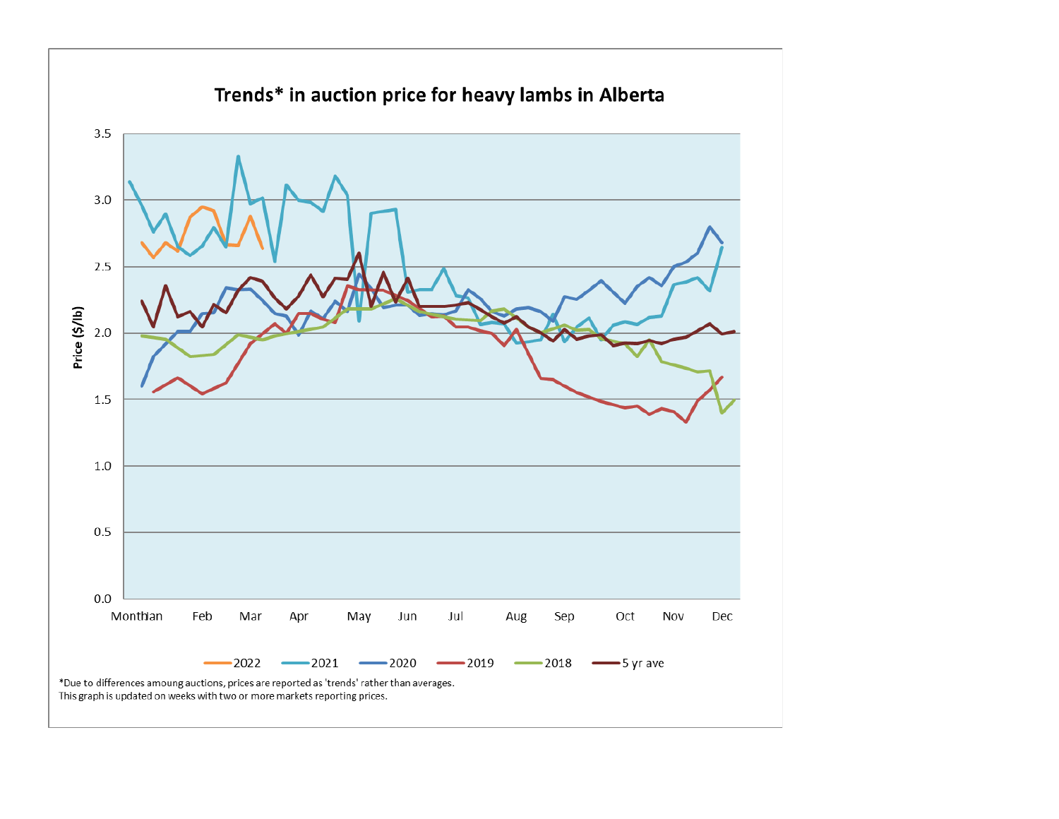## Trends* in auction price for heavy lambs in Alberta

Price ($/lb)

3.5
3.0
2.5
2.0
1.5
1.0
0.5
0.0

Month Jan Feb Mar Apr May Jun Jul Aug Sep Oct Nov Dec

2022 2021 2020 2019 2018 5 yr ave

*Due to differences amoung auctions, prices are reported as 'trends' rather than averages.
This graph is updated on weeks with two or more markets reporting prices.